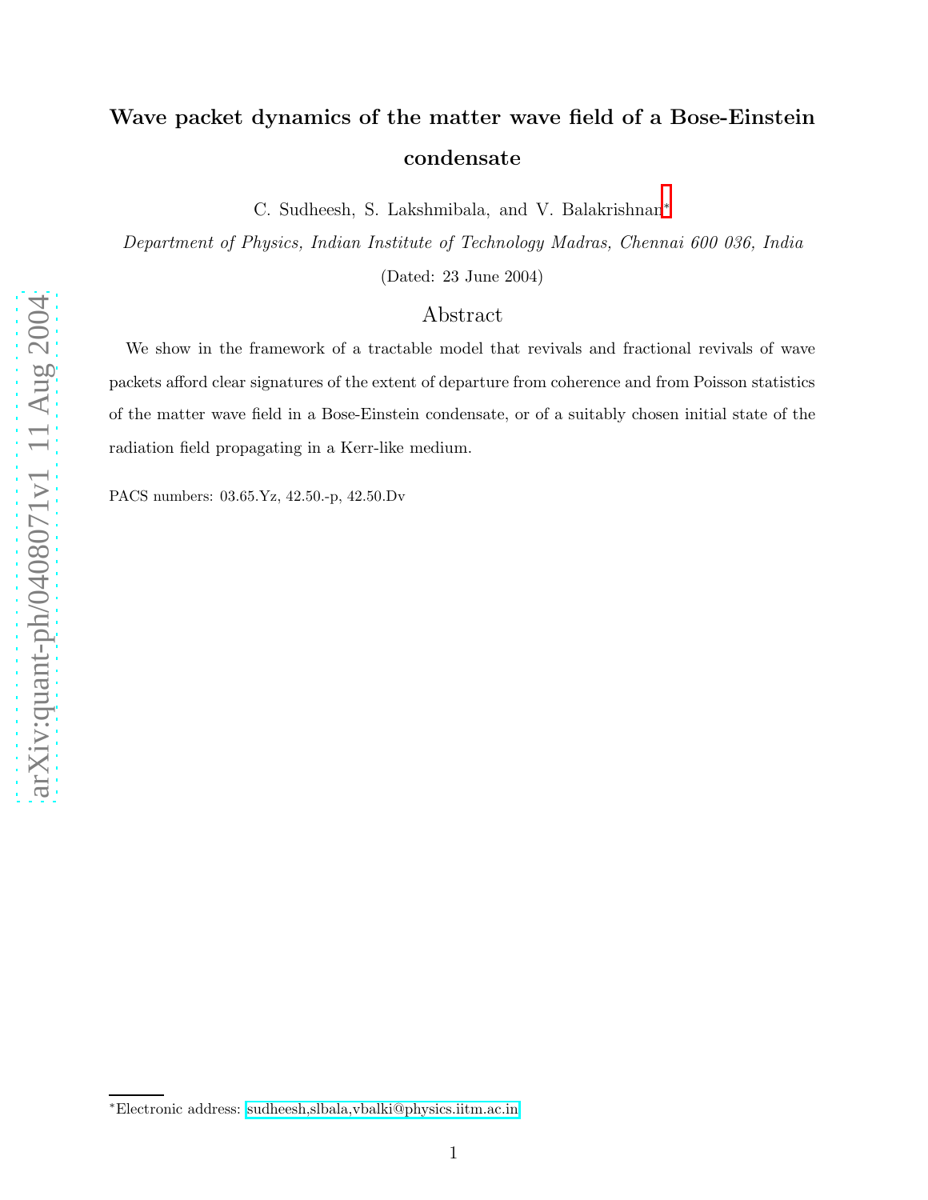# Wave packet dynamics of the matter wave field of a Bose-Einstein condensate

C. Sudheesh, S. Lakshmibala, and V. Balakrishnan*

*Department of Physics, Indian Institute of Technology Madras, Chennai 600 036, India*

(Dated: 23 June 2004)

## Abstract

We show in the framework of a tractable model that revivals and fractional revivals of wave packets afford clear signatures of the extent of departure from coherence and from Poisson statistics of the matter wave field in a Bose-Einstein condensate, or of a suitably chosen initial state of the radiation field propagating in a Kerr-like medium.

PACS numbers: 03.65.Yz, 42.50.-p, 42.50.Dv

*Electronic address: sudheesh,slbala,vbalki@physics.iitm.ac.in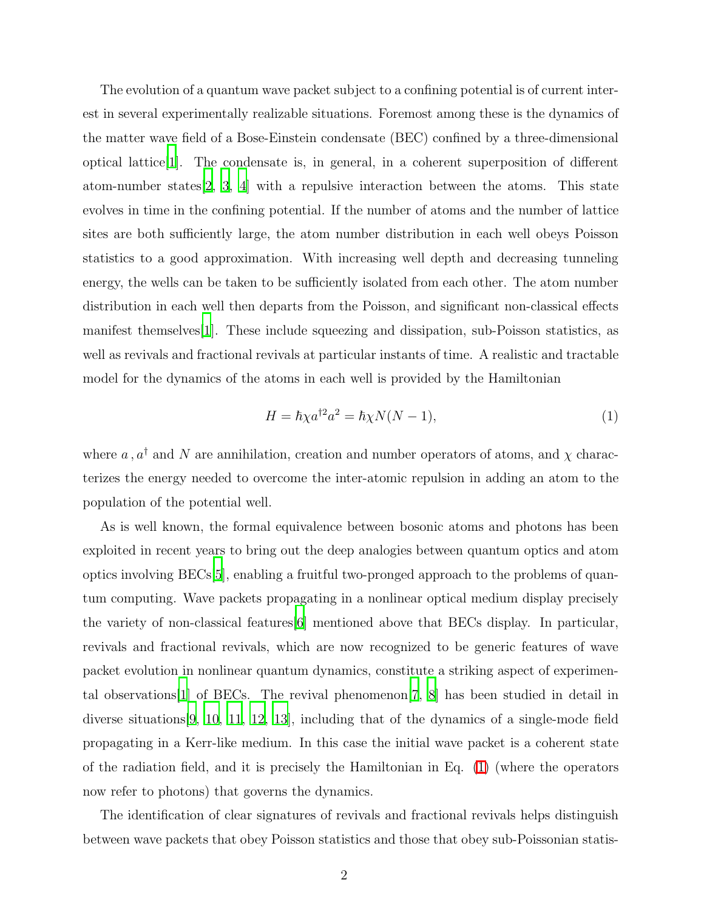The evolution of a quantum wave packet subject to a confining potential is of current interest in several experimentally realizable situations. Foremost among these is the dynamics of the matter wave field of a Bose-Einstein condensate (BEC) confined by a three-dimensional optical lattice[1]. The condensate is, in general, in a coherent superposition of different atom-number states[2, 3, 4] with a repulsive interaction between the atoms. This state evolves in time in the confining potential. If the number of atoms and the number of lattice sites are both sufficiently large, the atom number distribution in each well obeys Poisson statistics to a good approximation. With increasing well depth and decreasing tunneling energy, the wells can be taken to be sufficiently isolated from each other. The atom number distribution in each well then departs from the Poisson, and significant non-classical effects manifest themselves[1]. These include squeezing and dissipation, sub-Poisson statistics, as well as revivals and fractional revivals at particular instants of time. A realistic and tractable model for the dynamics of the atoms in each well is provided by the Hamiltonian

$$H = \hbar\chi a^{\dagger 2} a^2 = \hbar\chi N(N-1), \tag{1}$$

where $a$, $a^\dagger$ and $N$ are annihilation, creation and number operators of atoms, and $\chi$ characterizes the energy needed to overcome the inter-atomic repulsion in adding an atom to the population of the potential well.

As is well known, the formal equivalence between bosonic atoms and photons has been exploited in recent years to bring out the deep analogies between quantum optics and atom optics involving BECs[5], enabling a fruitful two-pronged approach to the problems of quantum computing. Wave packets propagating in a nonlinear optical medium display precisely the variety of non-classical features[6] mentioned above that BECs display. In particular, revivals and fractional revivals, which are now recognized to be generic features of wave packet evolution in nonlinear quantum dynamics, constitute a striking aspect of experimental observations[1] of BECs. The revival phenomenon[7, 8] has been studied in detail in diverse situations[9, 10, 11, 12, 13], including that of the dynamics of a single-mode field propagating in a Kerr-like medium. In this case the initial wave packet is a coherent state of the radiation field, and it is precisely the Hamiltonian in Eq. (1) (where the operators now refer to photons) that governs the dynamics.

The identification of clear signatures of revivals and fractional revivals helps distinguish between wave packets that obey Poisson statistics and those that obey sub-Poissonian statis-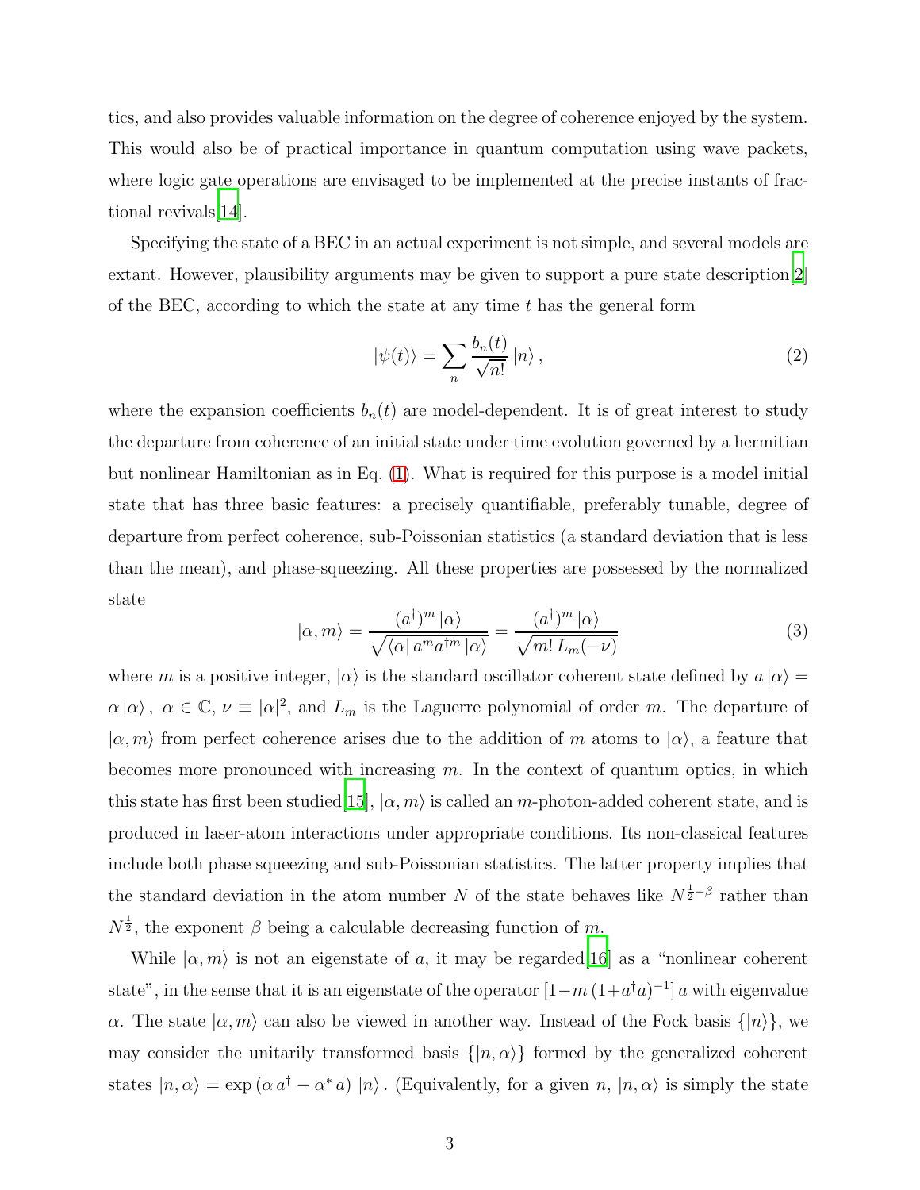tics, and also provides valuable information on the degree of coherence enjoyed by the system. This would also be of practical importance in quantum computation using wave packets, where logic gate operations are envisaged to be implemented at the precise instants of fractional revivals[14].

Specifying the state of a BEC in an actual experiment is not simple, and several models are extant. However, plausibility arguments may be given to support a pure state description[2] of the BEC, according to which the state at any time $t$ has the general form

$$|\psi(t)\rangle = \sum_n \frac{b_n(t)}{\sqrt{n!}}\,|n\rangle\,, \tag{2}$$

where the expansion coefficients $b_n(t)$ are model-dependent. It is of great interest to study the departure from coherence of an initial state under time evolution governed by a hermitian but nonlinear Hamiltonian as in Eq. (1). What is required for this purpose is a model initial state that has three basic features: a precisely quantifiable, preferably tunable, degree of departure from perfect coherence, sub-Poissonian statistics (a standard deviation that is less than the mean), and phase-squeezing. All these properties are possessed by the normalized state

$$|\alpha, m\rangle = \frac{(a^\dagger)^m\,|\alpha\rangle}{\sqrt{\langle\alpha|\,a^m a^{\dagger m}\,|\alpha\rangle}} = \frac{(a^\dagger)^m\,|\alpha\rangle}{\sqrt{m!\,L_m(-\nu)}} \tag{3}$$

where $m$ is a positive integer, $|\alpha\rangle$ is the standard oscillator coherent state defined by $a\,|\alpha\rangle = \alpha\,|\alpha\rangle\,,\ \alpha \in \mathbb{C},\ \nu \equiv |\alpha|^2$, and $L_m$ is the Laguerre polynomial of order $m$. The departure of $|\alpha, m\rangle$ from perfect coherence arises due to the addition of $m$ atoms to $|\alpha\rangle$, a feature that becomes more pronounced with increasing $m$. In the context of quantum optics, in which this state has first been studied[15], $|\alpha, m\rangle$ is called an $m$-photon-added coherent state, and is produced in laser-atom interactions under appropriate conditions. Its non-classical features include both phase squeezing and sub-Poissonian statistics. The latter property implies that the standard deviation in the atom number $N$ of the state behaves like $N^{\frac{1}{2}-\beta}$ rather than $N^{\frac{1}{2}}$, the exponent $\beta$ being a calculable decreasing function of $m$.

While $|\alpha, m\rangle$ is not an eigenstate of $a$, it may be regarded[16] as a "nonlinear coherent state", in the sense that it is an eigenstate of the operator $[1 - m\,(1 + a^\dagger a)^{-1}]\,a$ with eigenvalue $\alpha$. The state $|\alpha, m\rangle$ can also be viewed in another way. Instead of the Fock basis $\{|n\rangle\}$, we may consider the unitarily transformed basis $\{|n, \alpha\rangle\}$ formed by the generalized coherent states $|n, \alpha\rangle = \exp\,(\alpha\,a^\dagger - \alpha^*\,a)\;|n\rangle$. (Equivalently, for a given $n$, $|n, \alpha\rangle$ is simply the state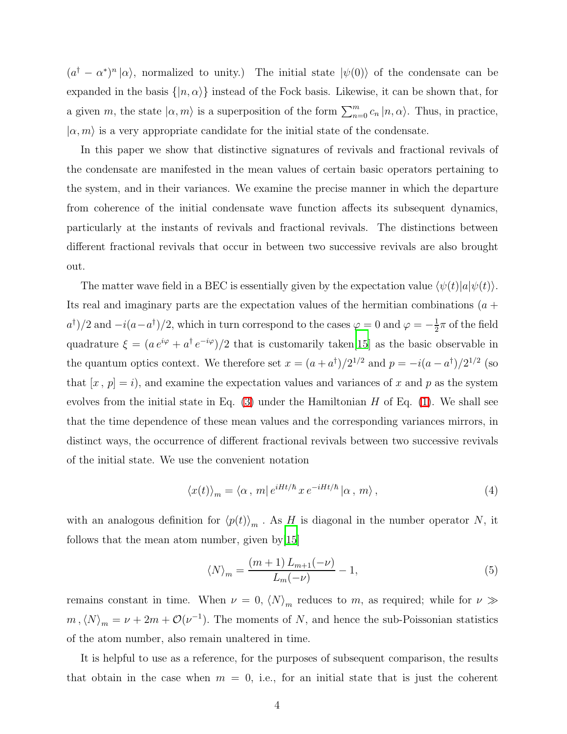$(a^\dagger - \alpha^*)^n \, |\alpha\rangle$, normalized to unity.) The initial state $|\psi(0)\rangle$ of the condensate can be expanded in the basis $\{|n, \alpha\rangle\}$ instead of the Fock basis. Likewise, it can be shown that, for a given $m$, the state $|\alpha, m\rangle$ is a superposition of the form $\sum_{n=0}^{m} c_n \, |n, \alpha\rangle$. Thus, in practice, $|\alpha, m\rangle$ is a very appropriate candidate for the initial state of the condensate.

In this paper we show that distinctive signatures of revivals and fractional revivals of the condensate are manifested in the mean values of certain basic operators pertaining to the system, and in their variances. We examine the precise manner in which the departure from coherence of the initial condensate wave function affects its subsequent dynamics, particularly at the instants of revivals and fractional revivals. The distinctions between different fractional revivals that occur in between two successive revivals are also brought out.

The matter wave field in a BEC is essentially given by the expectation value $\langle\psi(t)|a|\psi(t)\rangle$. Its real and imaginary parts are the expectation values of the hermitian combinations $(a + a^\dagger)/2$ and $-i(a - a^\dagger)/2$, which in turn correspond to the cases $\varphi = 0$ and $\varphi = -\frac{1}{2}\pi$ of the field quadrature $\xi = (a\, e^{i\varphi} + a^\dagger \, e^{-i\varphi})/2$ that is customarily taken[15] as the basic observable in the quantum optics context. We therefore set $x = (a + a^\dagger)/2^{1/2}$ and $p = -i(a - a^\dagger)/2^{1/2}$ (so that $[x\,,\, p] = i$), and examine the expectation values and variances of $x$ and $p$ as the system evolves from the initial state in Eq. (3) under the Hamiltonian $H$ of Eq. (1). We shall see that the time dependence of these mean values and the corresponding variances mirrors, in distinct ways, the occurrence of different fractional revivals between two successive revivals of the initial state. We use the convenient notation

$$\langle x(t) \rangle_m = \langle \alpha\,,\, m|\, e^{iHt/\hbar}\, x\, e^{-iHt/\hbar}\, |\alpha\,,\, m\rangle\,, \tag{4}$$

with an analogous definition for $\langle p(t) \rangle_m$ . As $H$ is diagonal in the number operator $N$, it follows that the mean atom number, given by[15]

$$\langle N \rangle_m = \frac{(m+1)\, L_{m+1}(-\nu)}{L_m(-\nu)} - 1, \tag{5}$$

remains constant in time. When $\nu = 0$, $\langle N \rangle_m$ reduces to $m$, as required; while for $\nu \gg m\,$, $\langle N \rangle_m = \nu + 2m + \mathcal{O}(\nu^{-1})$. The moments of $N$, and hence the sub-Poissonian statistics of the atom number, also remain unaltered in time.

It is helpful to use as a reference, for the purposes of subsequent comparison, the results that obtain in the case when $m = 0$, i.e., for an initial state that is just the coherent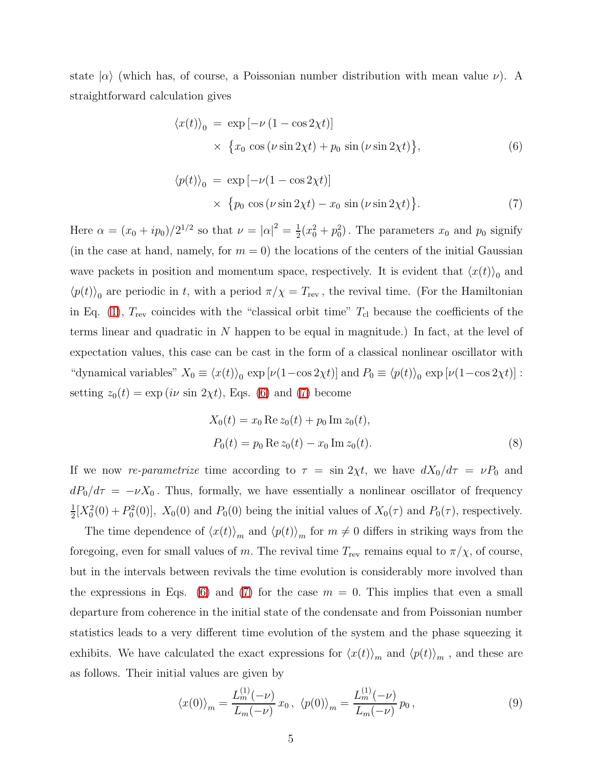state $|\alpha\rangle$ (which has, of course, a Poissonian number distribution with mean value $\nu$). A straightforward calculation gives

$$\langle x(t)\rangle_0 = \exp\left[-\nu\left(1-\cos 2\chi t\right)\right] \times \left\{x_0 \cos\left(\nu \sin 2\chi t\right) + p_0 \sin\left(\nu \sin 2\chi t\right)\right\}, \tag{6}$$

$$\langle p(t)\rangle_0 = \exp\left[-\nu(1-\cos 2\chi t)\right] \times \left\{p_0 \cos\left(\nu \sin 2\chi t\right) - x_0 \sin\left(\nu \sin 2\chi t\right)\right\}. \tag{7}$$

Here $\alpha = (x_0 + ip_0)/2^{1/2}$ so that $\nu = |\alpha|^2 = \frac{1}{2}(x_0^2 + p_0^2)$. The parameters $x_0$ and $p_0$ signify (in the case at hand, namely, for $m = 0$) the locations of the centers of the initial Gaussian wave packets in position and momentum space, respectively. It is evident that $\langle x(t)\rangle_0$ and $\langle p(t)\rangle_0$ are periodic in $t$, with a period $\pi/\chi = T_{\text{rev}}$, the revival time. (For the Hamiltonian in Eq. (1), $T_{\text{rev}}$ coincides with the "classical orbit time" $T_{\text{cl}}$ because the coefficients of the terms linear and quadratic in $N$ happen to be equal in magnitude.) In fact, at the level of expectation values, this case can be cast in the form of a classical nonlinear oscillator with "dynamical variables" $X_0 \equiv \langle x(t)\rangle_0 \exp\left[\nu(1-\cos 2\chi t)\right]$ and $P_0 \equiv \langle p(t)\rangle_0 \exp\left[\nu(1-\cos 2\chi t)\right]$ : setting $z_0(t) = \exp\left(i\nu \sin 2\chi t\right)$, Eqs. (6) and (7) become

$$X_0(t) = x_0 \,\text{Re}\, z_0(t) + p_0 \,\text{Im}\, z_0(t),$$
$$P_0(t) = p_0 \,\text{Re}\, z_0(t) - x_0 \,\text{Im}\, z_0(t). \tag{8}$$

If we now *re-parametrize* time according to $\tau = \sin 2\chi t$, we have $dX_0/d\tau = \nu P_0$ and $dP_0/d\tau = -\nu X_0$. Thus, formally, we have essentially a nonlinear oscillator of frequency $\frac{1}{2}[X_0^2(0) + P_0^2(0)]$, $X_0(0)$ and $P_0(0)$ being the initial values of $X_0(\tau)$ and $P_0(\tau)$, respectively.

The time dependence of $\langle x(t)\rangle_m$ and $\langle p(t)\rangle_m$ for $m \neq 0$ differs in striking ways from the foregoing, even for small values of $m$. The revival time $T_{\text{rev}}$ remains equal to $\pi/\chi$, of course, but in the intervals between revivals the time evolution is considerably more involved than the expressions in Eqs. (6) and (7) for the case $m = 0$. This implies that even a small departure from coherence in the initial state of the condensate and from Poissonian number statistics leads to a very different time evolution of the system and the phase squeezing it exhibits. We have calculated the exact expressions for $\langle x(t)\rangle_m$ and $\langle p(t)\rangle_m$ , and these are as follows. Their initial values are given by

$$\langle x(0)\rangle_m = \frac{L_m^{(1)}(-\nu)}{L_m(-\nu)}\, x_0\,,\ \ \langle p(0)\rangle_m = \frac{L_m^{(1)}(-\nu)}{L_m(-\nu)}\, p_0\,, \tag{9}$$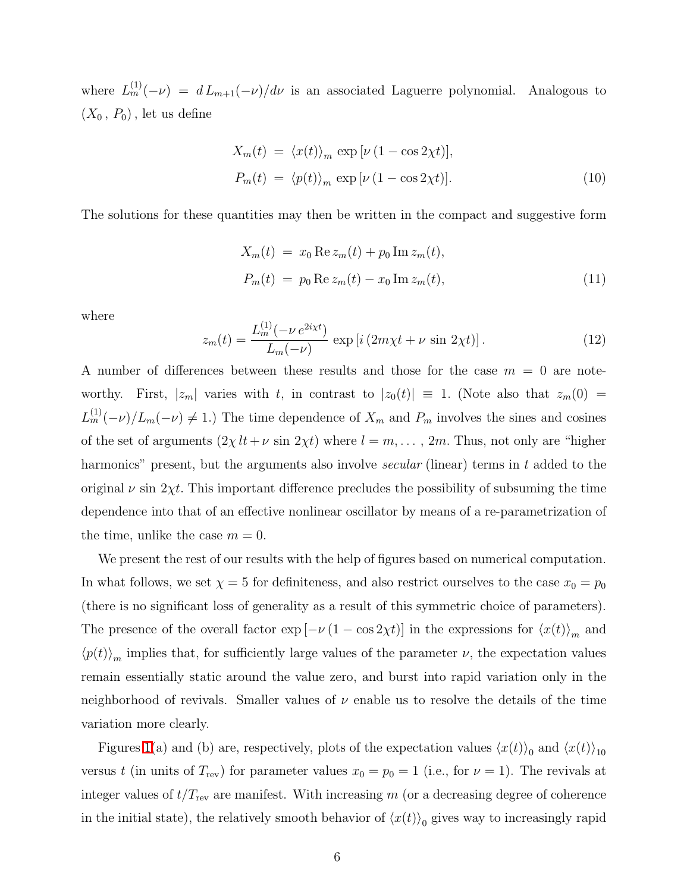where $L_m^{(1)}(-\nu) = d\,L_{m+1}(-\nu)/d\nu$ is an associated Laguerre polynomial. Analogous to $(X_0\,,\,P_0)$, let us define

$$
\begin{aligned}
X_m(t) &= \langle x(t)\rangle_m \exp\left[\nu\,(1-\cos 2\chi t)\right],\\
P_m(t) &= \langle p(t)\rangle_m \exp\left[\nu\,(1-\cos 2\chi t)\right].
\end{aligned}
\tag{10}
$$

The solutions for these quantities may then be written in the compact and suggestive form

$$
\begin{aligned}
X_m(t) &= x_0\,\mathrm{Re}\,z_m(t) + p_0\,\mathrm{Im}\,z_m(t),\\
P_m(t) &= p_0\,\mathrm{Re}\,z_m(t) - x_0\,\mathrm{Im}\,z_m(t),
\end{aligned}
\tag{11}
$$

where

$$
z_m(t) = \frac{L_m^{(1)}(-\nu\,e^{2i\chi t})}{L_m(-\nu)}\,\exp\left[i\,(2m\chi t + \nu\,\sin 2\chi t)\right].
\tag{12}
$$

A number of differences between these results and those for the case $m = 0$ are noteworthy. First, $|z_m|$ varies with $t$, in contrast to $|z_0(t)| \equiv 1$. (Note also that $z_m(0) = L_m^{(1)}(-\nu)/L_m(-\nu) \neq 1$.) The time dependence of $X_m$ and $P_m$ involves the sines and cosines of the set of arguments $(2\chi\,lt + \nu\,\sin 2\chi t)$ where $l = m, \ldots, 2m$. Thus, not only are "higher harmonics" present, but the arguments also involve *secular* (linear) terms in $t$ added to the original $\nu\,\sin 2\chi t$. This important difference precludes the possibility of subsuming the time dependence into that of an effective nonlinear oscillator by means of a re-parametrization of the time, unlike the case $m = 0$.

We present the rest of our results with the help of figures based on numerical computation. In what follows, we set $\chi = 5$ for definiteness, and also restrict ourselves to the case $x_0 = p_0$ (there is no significant loss of generality as a result of this symmetric choice of parameters). The presence of the overall factor $\exp\left[-\nu\,(1-\cos 2\chi t)\right]$ in the expressions for $\langle x(t)\rangle_m$ and $\langle p(t)\rangle_m$ implies that, for sufficiently large values of the parameter $\nu$, the expectation values remain essentially static around the value zero, and burst into rapid variation only in the neighborhood of revivals. Smaller values of $\nu$ enable us to resolve the details of the time variation more clearly.

Figures 1(a) and (b) are, respectively, plots of the expectation values $\langle x(t)\rangle_0$ and $\langle x(t)\rangle_{10}$ versus $t$ (in units of $T_{\mathrm{rev}}$) for parameter values $x_0 = p_0 = 1$ (i.e., for $\nu = 1$). The revivals at integer values of $t/T_{\mathrm{rev}}$ are manifest. With increasing $m$ (or a decreasing degree of coherence in the initial state), the relatively smooth behavior of $\langle x(t)\rangle_0$ gives way to increasingly rapid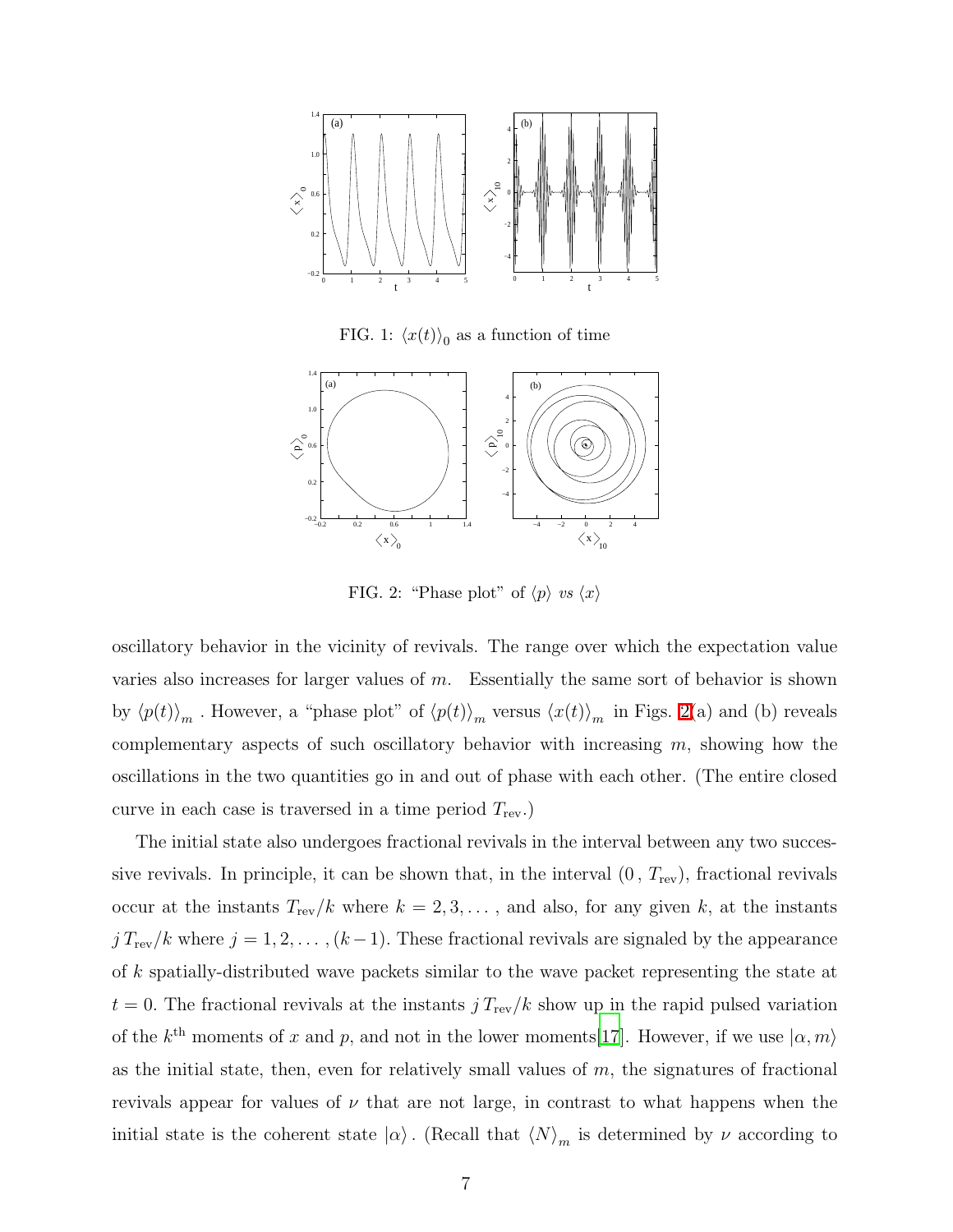FIG. 1: $\langle x(t) \rangle_0$ as a function of time

FIG. 2: "Phase plot" of $\langle p \rangle$ *vs* $\langle x \rangle$

oscillatory behavior in the vicinity of revivals. The range over which the expectation value varies also increases for larger values of $m$. Essentially the same sort of behavior is shown by $\langle p(t) \rangle_m$ . However, a "phase plot" of $\langle p(t) \rangle_m$ versus $\langle x(t) \rangle_m$ in Figs. 2(a) and (b) reveals complementary aspects of such oscillatory behavior with increasing $m$, showing how the oscillations in the two quantities go in and out of phase with each other. (The entire closed curve in each case is traversed in a time period $T_{\rm rev}$.)

The initial state also undergoes fractional revivals in the interval between any two successive revivals. In principle, it can be shown that, in the interval $(0\,,\,T_{\rm rev})$, fractional revivals occur at the instants $T_{\rm rev}/k$ where $k = 2, 3, \ldots$ , and also, for any given $k$, at the instants $j\,T_{\rm rev}/k$ where $j = 1, 2, \ldots, (k-1)$. These fractional revivals are signaled by the appearance of $k$ spatially-distributed wave packets similar to the wave packet representing the state at $t = 0$. The fractional revivals at the instants $j\,T_{\rm rev}/k$ show up in the rapid pulsed variation of the $k^{\rm th}$ moments of $x$ and $p$, and not in the lower moments[17]. However, if we use $|\alpha, m\rangle$ as the initial state, then, even for relatively small values of $m$, the signatures of fractional revivals appear for values of $\nu$ that are not large, in contrast to what happens when the initial state is the coherent state $|\alpha\rangle$ . (Recall that $\langle N \rangle_m$ is determined by $\nu$ according to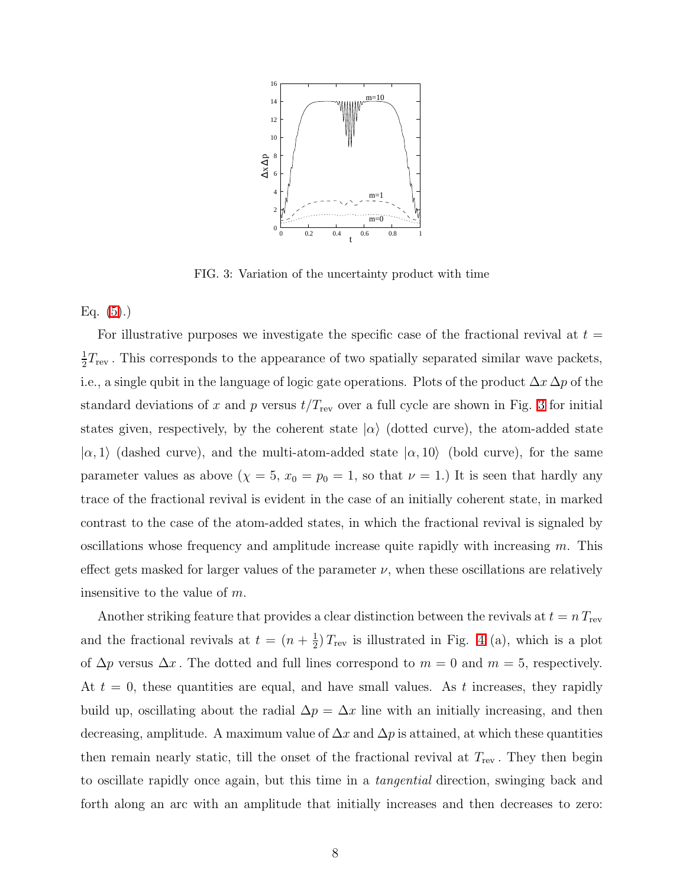FIG. 3: Variation of the uncertainty product with time

Eq. (5).)

For illustrative purposes we investigate the specific case of the fractional revival at $t = \frac{1}{2}T_{\rm rev}$. This corresponds to the appearance of two spatially separated similar wave packets, i.e., a single qubit in the language of logic gate operations. Plots of the product $\Delta x\,\Delta p$ of the standard deviations of $x$ and $p$ versus $t/T_{\rm rev}$ over a full cycle are shown in Fig. 3 for initial states given, respectively, by the coherent state $|\alpha\rangle$ (dotted curve), the atom-added state $|\alpha, 1\rangle$ (dashed curve), and the multi-atom-added state $|\alpha, 10\rangle$ (bold curve), for the same parameter values as above ($\chi = 5$, $x_0 = p_0 = 1$, so that $\nu = 1$.) It is seen that hardly any trace of the fractional revival is evident in the case of an initially coherent state, in marked contrast to the case of the atom-added states, in which the fractional revival is signaled by oscillations whose frequency and amplitude increase quite rapidly with increasing $m$. This effect gets masked for larger values of the parameter $\nu$, when these oscillations are relatively insensitive to the value of $m$.

Another striking feature that provides a clear distinction between the revivals at $t = n\,T_{\rm rev}$ and the fractional revivals at $t = (n + \frac{1}{2})\,T_{\rm rev}$ is illustrated in Fig. 4 (a), which is a plot of $\Delta p$ versus $\Delta x$. The dotted and full lines correspond to $m = 0$ and $m = 5$, respectively. At $t = 0$, these quantities are equal, and have small values. As $t$ increases, they rapidly build up, oscillating about the radial $\Delta p = \Delta x$ line with an initially increasing, and then decreasing, amplitude. A maximum value of $\Delta x$ and $\Delta p$ is attained, at which these quantities then remain nearly static, till the onset of the fractional revival at $T_{\rm rev}$. They then begin to oscillate rapidly once again, but this time in a *tangential* direction, swinging back and forth along an arc with an amplitude that initially increases and then decreases to zero: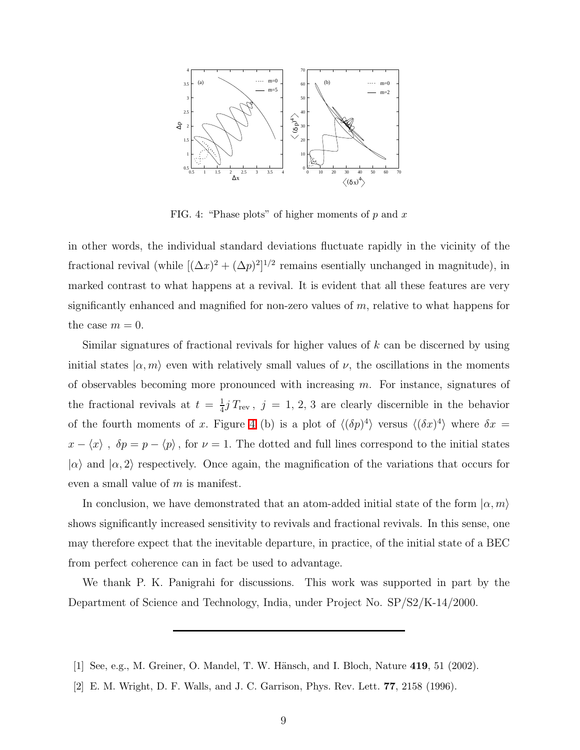FIG. 4: "Phase plots" of higher moments of $p$ and $x$

in other words, the individual standard deviations fluctuate rapidly in the vicinity of the fractional revival (while $[(\Delta x)^2 + (\Delta p)^2]^{1/2}$ remains esentially unchanged in magnitude), in marked contrast to what happens at a revival. It is evident that all these features are very significantly enhanced and magnified for non-zero values of $m$, relative to what happens for the case $m = 0$.

Similar signatures of fractional revivals for higher values of $k$ can be discerned by using initial states $|\alpha, m\rangle$ even with relatively small values of $\nu$, the oscillations in the moments of observables becoming more pronounced with increasing $m$. For instance, signatures of the fractional revivals at $t = \frac{1}{4} j\, T_{\text{rev}}\,,\ j = 1, 2, 3$ are clearly discernible in the behavior of the fourth moments of $x$. Figure 4 (b) is a plot of $\langle (\delta p)^4 \rangle$ versus $\langle (\delta x)^4 \rangle$ where $\delta x = x - \langle x \rangle\ ,\ \delta p = p - \langle p \rangle$, for $\nu = 1$. The dotted and full lines correspond to the initial states $|\alpha\rangle$ and $|\alpha, 2\rangle$ respectively. Once again, the magnification of the variations that occurs for even a small value of $m$ is manifest.

In conclusion, we have demonstrated that an atom-added initial state of the form $|\alpha, m\rangle$ shows significantly increased sensitivity to revivals and fractional revivals. In this sense, one may therefore expect that the inevitable departure, in practice, of the initial state of a BEC from perfect coherence can in fact be used to advantage.

We thank P. K. Panigrahi for discussions. This work was supported in part by the Department of Science and Technology, India, under Project No. SP/S2/K-14/2000.

---

[1] See, e.g., M. Greiner, O. Mandel, T. W. Hänsch, and I. Bloch, Nature **419**, 51 (2002).

[2] E. M. Wright, D. F. Walls, and J. C. Garrison, Phys. Rev. Lett. **77**, 2158 (1996).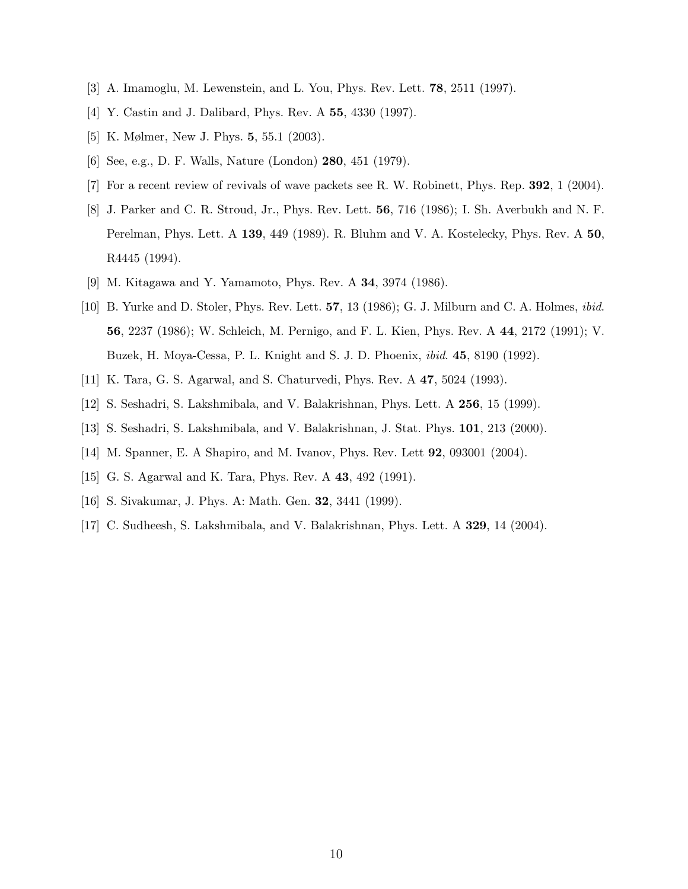[3] A. Imamoglu, M. Lewenstein, and L. You, Phys. Rev. Lett. **78**, 2511 (1997).

[4] Y. Castin and J. Dalibard, Phys. Rev. A **55**, 4330 (1997).

[5] K. Mølmer, New J. Phys. **5**, 55.1 (2003).

[6] See, e.g., D. F. Walls, Nature (London) **280**, 451 (1979).

[7] For a recent review of revivals of wave packets see R. W. Robinett, Phys. Rep. **392**, 1 (2004).

[8] J. Parker and C. R. Stroud, Jr., Phys. Rev. Lett. **56**, 716 (1986); I. Sh. Averbukh and N. F. Perelman, Phys. Lett. A **139**, 449 (1989). R. Bluhm and V. A. Kostelecky, Phys. Rev. A **50**, R4445 (1994).

[9] M. Kitagawa and Y. Yamamoto, Phys. Rev. A **34**, 3974 (1986).

[10] B. Yurke and D. Stoler, Phys. Rev. Lett. **57**, 13 (1986); G. J. Milburn and C. A. Holmes, *ibid*. **56**, 2237 (1986); W. Schleich, M. Pernigo, and F. L. Kien, Phys. Rev. A **44**, 2172 (1991); V. Buzek, H. Moya-Cessa, P. L. Knight and S. J. D. Phoenix, *ibid*. **45**, 8190 (1992).

[11] K. Tara, G. S. Agarwal, and S. Chaturvedi, Phys. Rev. A **47**, 5024 (1993).

[12] S. Seshadri, S. Lakshmibala, and V. Balakrishnan, Phys. Lett. A **256**, 15 (1999).

[13] S. Seshadri, S. Lakshmibala, and V. Balakrishnan, J. Stat. Phys. **101**, 213 (2000).

[14] M. Spanner, E. A Shapiro, and M. Ivanov, Phys. Rev. Lett **92**, 093001 (2004).

[15] G. S. Agarwal and K. Tara, Phys. Rev. A **43**, 492 (1991).

[16] S. Sivakumar, J. Phys. A: Math. Gen. **32**, 3441 (1999).

[17] C. Sudheesh, S. Lakshmibala, and V. Balakrishnan, Phys. Lett. A **329**, 14 (2004).